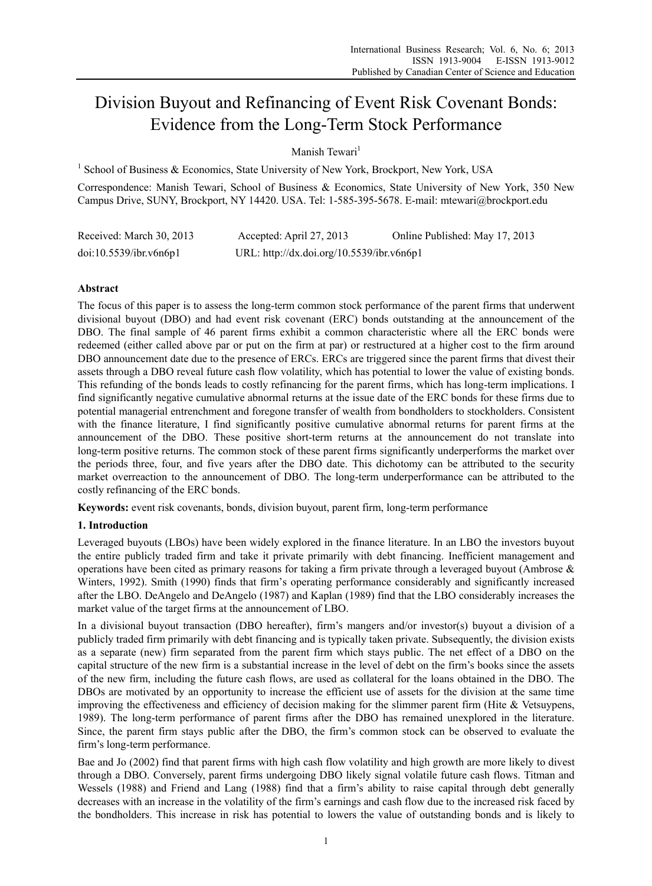# Division Buyout and Refinancing of Event Risk Covenant Bonds: Evidence from the Long-Term Stock Performance

Manish Tewari[1]

[1] School of Business & Economics, State University of New York, Brockport, New York, USA

Correspondence: Manish Tewari, School of Business & Economics, State University of New York, 350 New Campus Drive, SUNY, Brockport, NY 14420. USA. Tel: 1-585-395-5678. E-mail: mtewari@brockport.edu

Received: March 30, 2013  Accepted: April 27, 2013  Online Published: May 17, 2013

doi:10.5539/ibr.v6n6p1  URL: http://dx.doi.org/10.5539/ibr.v6n6p1

## Abstract

The focus of this paper is to assess the long-term common stock performance of the parent firms that underwent divisional buyout (DBO) and had event risk covenant (ERC) bonds outstanding at the announcement of the DBO. The final sample of 46 parent firms exhibit a common characteristic where all the ERC bonds were redeemed (either called above par or put on the firm at par) or restructured at a higher cost to the firm around DBO announcement date due to the presence of ERCs. ERCs are triggered since the parent firms that divest their assets through a DBO reveal future cash flow volatility, which has potential to lower the value of existing bonds. This refunding of the bonds leads to costly refinancing for the parent firms, which has long-term implications. I find significantly negative cumulative abnormal returns at the issue date of the ERC bonds for these firms due to potential managerial entrenchment and foregone transfer of wealth from bondholders to stockholders. Consistent with the finance literature, I find significantly positive cumulative abnormal returns for parent firms at the announcement of the DBO. These positive short-term returns at the announcement do not translate into long-term positive returns. The common stock of these parent firms significantly underperforms the market over the periods three, four, and five years after the DBO date. This dichotomy can be attributed to the security market overreaction to the announcement of DBO. The long-term underperformance can be attributed to the costly refinancing of the ERC bonds.

**Keywords:** event risk covenants, bonds, division buyout, parent firm, long-term performance

## 1. Introduction

Leveraged buyouts (LBOs) have been widely explored in the finance literature. In an LBO the investors buyout the entire publicly traded firm and take it private primarily with debt financing. Inefficient management and operations have been cited as primary reasons for taking a firm private through a leveraged buyout (Ambrose & Winters, 1992). Smith (1990) finds that firm's operating performance considerably and significantly increased after the LBO. DeAngelo and DeAngelo (1987) and Kaplan (1989) find that the LBO considerably increases the market value of the target firms at the announcement of LBO.

In a divisional buyout transaction (DBO hereafter), firm's mangers and/or investor(s) buyout a division of a publicly traded firm primarily with debt financing and is typically taken private. Subsequently, the division exists as a separate (new) firm separated from the parent firm which stays public. The net effect of a DBO on the capital structure of the new firm is a substantial increase in the level of debt on the firm's books since the assets of the new firm, including the future cash flows, are used as collateral for the loans obtained in the DBO. The DBOs are motivated by an opportunity to increase the efficient use of assets for the division at the same time improving the effectiveness and efficiency of decision making for the slimmer parent firm (Hite & Vetsuypens, 1989). The long-term performance of parent firms after the DBO has remained unexplored in the literature. Since, the parent firm stays public after the DBO, the firm's common stock can be observed to evaluate the firm's long-term performance.

Bae and Jo (2002) find that parent firms with high cash flow volatility and high growth are more likely to divest through a DBO. Conversely, parent firms undergoing DBO likely signal volatile future cash flows. Titman and Wessels (1988) and Friend and Lang (1988) find that a firm's ability to raise capital through debt generally decreases with an increase in the volatility of the firm's earnings and cash flow due to the increased risk faced by the bondholders. This increase in risk has potential to lowers the value of outstanding bonds and is likely to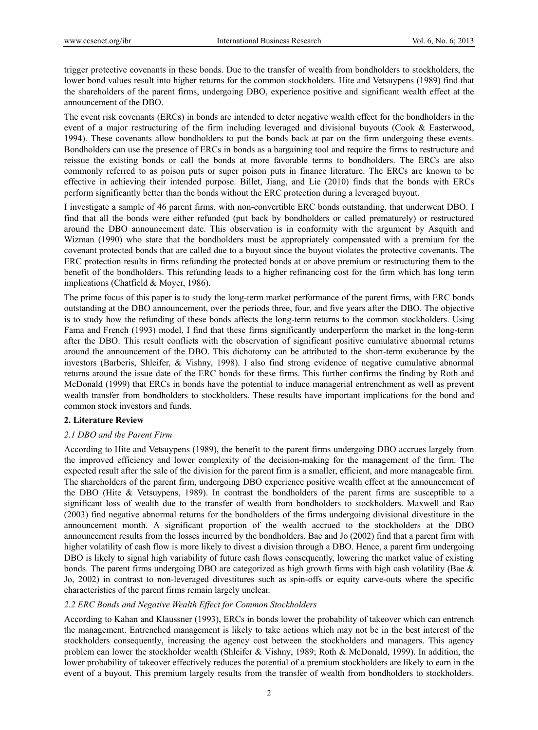trigger protective covenants in these bonds. Due to the transfer of wealth from bondholders to stockholders, the lower bond values result into higher returns for the common stockholders. Hite and Vetsuypens (1989) find that the shareholders of the parent firms, undergoing DBO, experience positive and significant wealth effect at the announcement of the DBO.

The event risk covenants (ERCs) in bonds are intended to deter negative wealth effect for the bondholders in the event of a major restructuring of the firm including leveraged and divisional buyouts (Cook & Easterwood, 1994). These covenants allow bondholders to put the bonds back at par on the firm undergoing these events. Bondholders can use the presence of ERCs in bonds as a bargaining tool and require the firms to restructure and reissue the existing bonds or call the bonds at more favorable terms to bondholders. The ERCs are also commonly referred to as poison puts or super poison puts in finance literature. The ERCs are known to be effective in achieving their intended purpose. Billet, Jiang, and Lie (2010) finds that the bonds with ERCs perform significantly better than the bonds without the ERC protection during a leveraged buyout.

I investigate a sample of 46 parent firms, with non-convertible ERC bonds outstanding, that underwent DBO. I find that all the bonds were either refunded (put back by bondholders or called prematurely) or restructured around the DBO announcement date. This observation is in conformity with the argument by Asquith and Wizman (1990) who state that the bondholders must be appropriately compensated with a premium for the covenant protected bonds that are called due to a buyout since the buyout violates the protective covenants. The ERC protection results in firms refunding the protected bonds at or above premium or restructuring them to the benefit of the bondholders. This refunding leads to a higher refinancing cost for the firm which has long term implications (Chatfield & Moyer, 1986).

The prime focus of this paper is to study the long-term market performance of the parent firms, with ERC bonds outstanding at the DBO announcement, over the periods three, four, and five years after the DBO. The objective is to study how the refunding of these bonds affects the long-term returns to the common stockholders. Using Fama and French (1993) model, I find that these firms significantly underperform the market in the long-term after the DBO. This result conflicts with the observation of significant positive cumulative abnormal returns around the announcement of the DBO. This dichotomy can be attributed to the short-term exuberance by the investors (Barberis, Shleifer, & Vishny, 1998). I also find strong evidence of negative cumulative abnormal returns around the issue date of the ERC bonds for these firms. This further confirms the finding by Roth and McDonald (1999) that ERCs in bonds have the potential to induce managerial entrenchment as well as prevent wealth transfer from bondholders to stockholders. These results have important implications for the bond and common stock investors and funds.

## 2. Literature Review

### *2.1 DBO and the Parent Firm*

According to Hite and Vetsuypens (1989), the benefit to the parent firms undergoing DBO accrues largely from the improved efficiency and lower complexity of the decision-making for the management of the firm. The expected result after the sale of the division for the parent firm is a smaller, efficient, and more manageable firm. The shareholders of the parent firm, undergoing DBO experience positive wealth effect at the announcement of the DBO (Hite & Vetsuypens, 1989). In contrast the bondholders of the parent firms are susceptible to a significant loss of wealth due to the transfer of wealth from bondholders to stockholders. Maxwell and Rao (2003) find negative abnormal returns for the bondholders of the firms undergoing divisional divestiture in the announcement month. A significant proportion of the wealth accrued to the stockholders at the DBO announcement results from the losses incurred by the bondholders. Bae and Jo (2002) find that a parent firm with higher volatility of cash flow is more likely to divest a division through a DBO. Hence, a parent firm undergoing DBO is likely to signal high variability of future cash flows consequently, lowering the market value of existing bonds. The parent firms undergoing DBO are categorized as high growth firms with high cash volatility (Bae & Jo, 2002) in contrast to non-leveraged divestitures such as spin-offs or equity carve-outs where the specific characteristics of the parent firms remain largely unclear.

### *2.2 ERC Bonds and Negative Wealth Effect for Common Stockholders*

According to Kahan and Klaussner (1993), ERCs in bonds lower the probability of takeover which can entrench the management. Entrenched management is likely to take actions which may not be in the best interest of the stockholders consequently, increasing the agency cost between the stockholders and managers. This agency problem can lower the stockholder wealth (Shleifer & Vishny, 1989; Roth & McDonald, 1999). In addition, the lower probability of takeover effectively reduces the potential of a premium stockholders are likely to earn in the event of a buyout. This premium largely results from the transfer of wealth from bondholders to stockholders.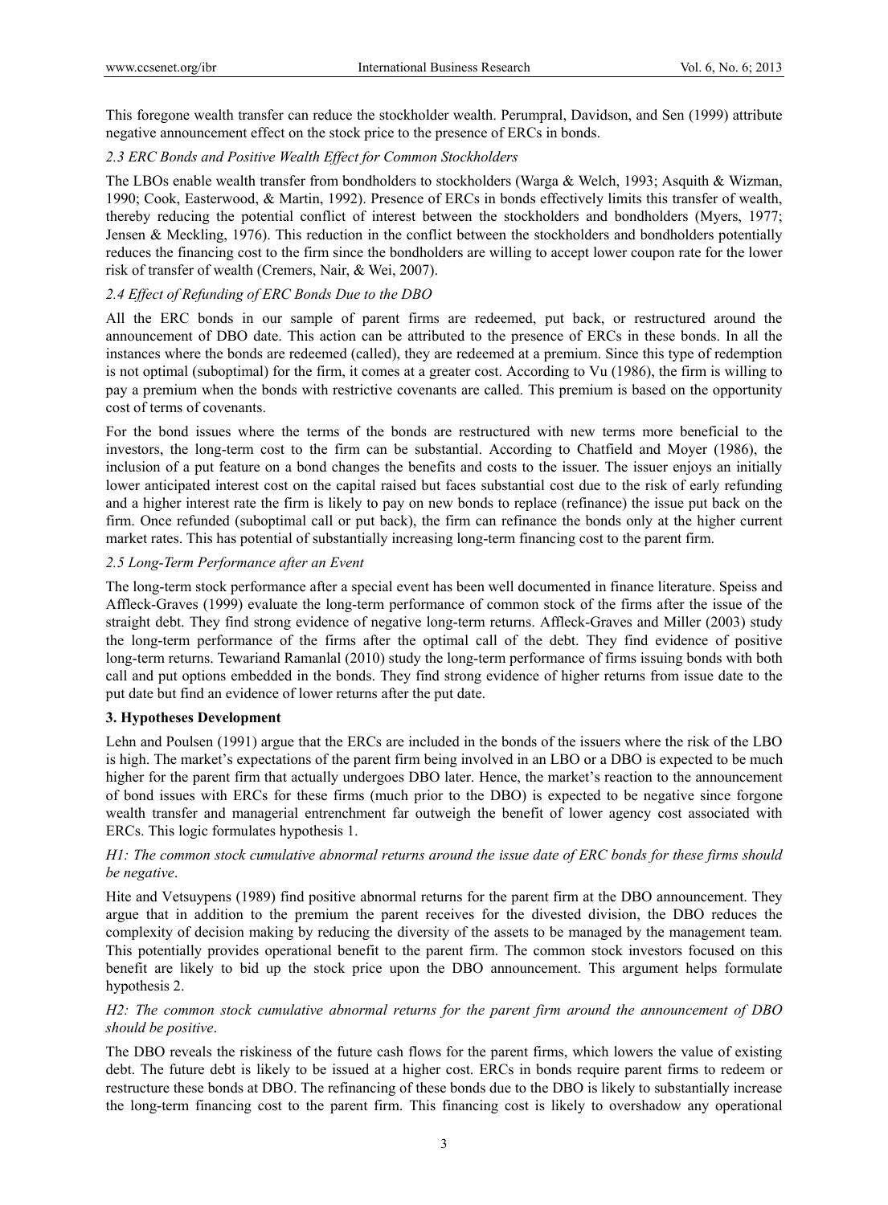This foregone wealth transfer can reduce the stockholder wealth. Perumpral, Davidson, and Sen (1999) attribute negative announcement effect on the stock price to the presence of ERCs in bonds.

### *2.3 ERC Bonds and Positive Wealth Effect for Common Stockholders*

The LBOs enable wealth transfer from bondholders to stockholders (Warga & Welch, 1993; Asquith & Wizman, 1990; Cook, Easterwood, & Martin, 1992). Presence of ERCs in bonds effectively limits this transfer of wealth, thereby reducing the potential conflict of interest between the stockholders and bondholders (Myers, 1977; Jensen & Meckling, 1976). This reduction in the conflict between the stockholders and bondholders potentially reduces the financing cost to the firm since the bondholders are willing to accept lower coupon rate for the lower risk of transfer of wealth (Cremers, Nair, & Wei, 2007).

### *2.4 Effect of Refunding of ERC Bonds Due to the DBO*

All the ERC bonds in our sample of parent firms are redeemed, put back, or restructured around the announcement of DBO date. This action can be attributed to the presence of ERCs in these bonds. In all the instances where the bonds are redeemed (called), they are redeemed at a premium. Since this type of redemption is not optimal (suboptimal) for the firm, it comes at a greater cost. According to Vu (1986), the firm is willing to pay a premium when the bonds with restrictive covenants are called. This premium is based on the opportunity cost of terms of covenants.

For the bond issues where the terms of the bonds are restructured with new terms more beneficial to the investors, the long-term cost to the firm can be substantial. According to Chatfield and Moyer (1986), the inclusion of a put feature on a bond changes the benefits and costs to the issuer. The issuer enjoys an initially lower anticipated interest cost on the capital raised but faces substantial cost due to the risk of early refunding and a higher interest rate the firm is likely to pay on new bonds to replace (refinance) the issue put back on the firm. Once refunded (suboptimal call or put back), the firm can refinance the bonds only at the higher current market rates. This has potential of substantially increasing long-term financing cost to the parent firm.

### *2.5 Long-Term Performance after an Event*

The long-term stock performance after a special event has been well documented in finance literature. Speiss and Affleck-Graves (1999) evaluate the long-term performance of common stock of the firms after the issue of the straight debt. They find strong evidence of negative long-term returns. Affleck-Graves and Miller (2003) study the long-term performance of the firms after the optimal call of the debt. They find evidence of positive long-term returns. Tewariand Ramanlal (2010) study the long-term performance of firms issuing bonds with both call and put options embedded in the bonds. They find strong evidence of higher returns from issue date to the put date but find an evidence of lower returns after the put date.

## 3. Hypotheses Development

Lehn and Poulsen (1991) argue that the ERCs are included in the bonds of the issuers where the risk of the LBO is high. The market's expectations of the parent firm being involved in an LBO or a DBO is expected to be much higher for the parent firm that actually undergoes DBO later. Hence, the market's reaction to the announcement of bond issues with ERCs for these firms (much prior to the DBO) is expected to be negative since forgone wealth transfer and managerial entrenchment far outweigh the benefit of lower agency cost associated with ERCs. This logic formulates hypothesis 1.

*H1: The common stock cumulative abnormal returns around the issue date of ERC bonds for these firms should be negative*.

Hite and Vetsuypens (1989) find positive abnormal returns for the parent firm at the DBO announcement. They argue that in addition to the premium the parent receives for the divested division, the DBO reduces the complexity of decision making by reducing the diversity of the assets to be managed by the management team. This potentially provides operational benefit to the parent firm. The common stock investors focused on this benefit are likely to bid up the stock price upon the DBO announcement. This argument helps formulate hypothesis 2.

*H2: The common stock cumulative abnormal returns for the parent firm around the announcement of DBO should be positive*.

The DBO reveals the riskiness of the future cash flows for the parent firms, which lowers the value of existing debt. The future debt is likely to be issued at a higher cost. ERCs in bonds require parent firms to redeem or restructure these bonds at DBO. The refinancing of these bonds due to the DBO is likely to substantially increase the long-term financing cost to the parent firm. This financing cost is likely to overshadow any operational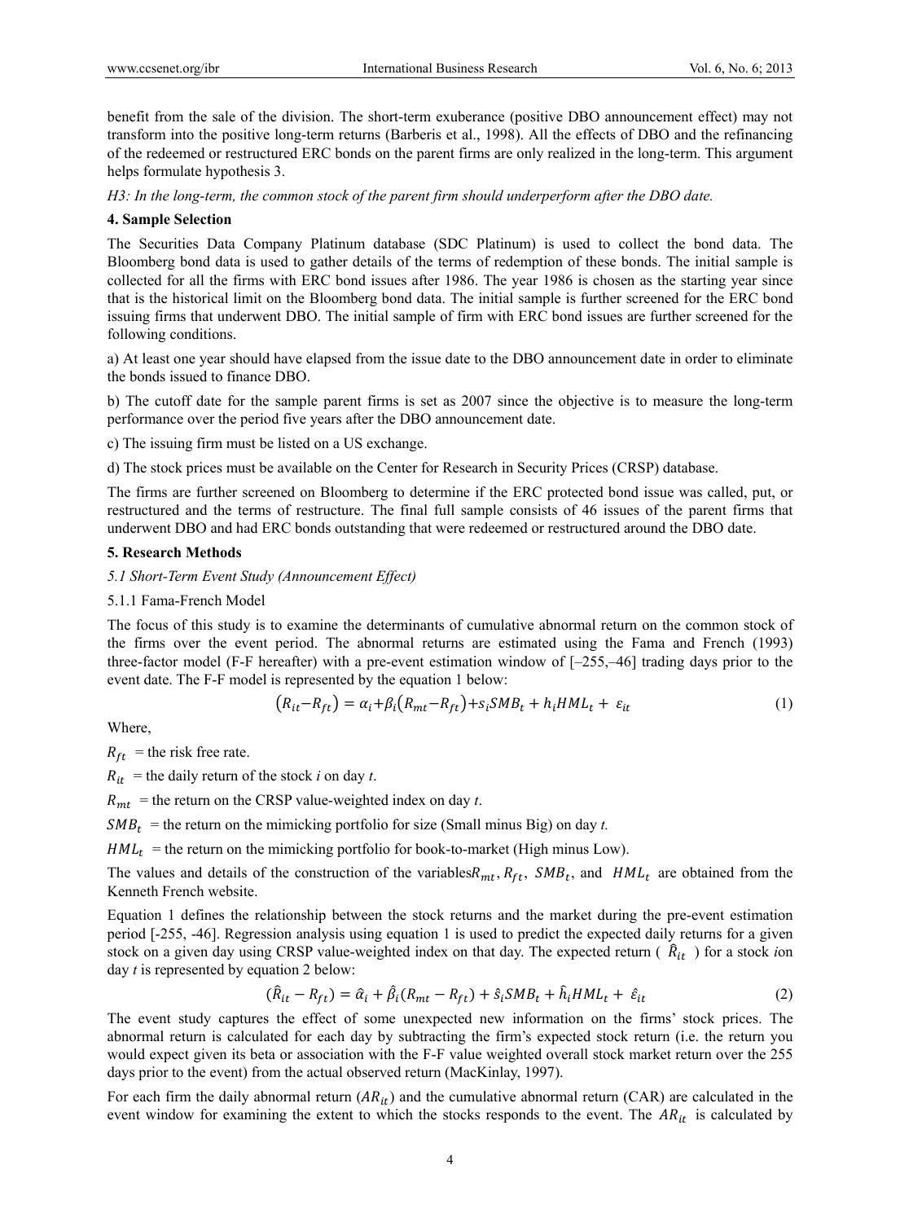benefit from the sale of the division. The short-term exuberance (positive DBO announcement effect) may not transform into the positive long-term returns (Barberis et al., 1998). All the effects of DBO and the refinancing of the redeemed or restructured ERC bonds on the parent firms are only realized in the long-term. This argument helps formulate hypothesis 3.

*H3: In the long-term, the common stock of the parent firm should underperform after the DBO date.*

## 4. Sample Selection

The Securities Data Company Platinum database (SDC Platinum) is used to collect the bond data. The Bloomberg bond data is used to gather details of the terms of redemption of these bonds. The initial sample is collected for all the firms with ERC bond issues after 1986. The year 1986 is chosen as the starting year since that is the historical limit on the Bloomberg bond data. The initial sample is further screened for the ERC bond issuing firms that underwent DBO. The initial sample of firm with ERC bond issues are further screened for the following conditions.

a) At least one year should have elapsed from the issue date to the DBO announcement date in order to eliminate the bonds issued to finance DBO.

b) The cutoff date for the sample parent firms is set as 2007 since the objective is to measure the long-term performance over the period five years after the DBO announcement date.

c) The issuing firm must be listed on a US exchange.

d) The stock prices must be available on the Center for Research in Security Prices (CRSP) database.

The firms are further screened on Bloomberg to determine if the ERC protected bond issue was called, put, or restructured and the terms of restructure. The final full sample consists of 46 issues of the parent firms that underwent DBO and had ERC bonds outstanding that were redeemed or restructured around the DBO date.

## 5. Research Methods

### *5.1 Short-Term Event Study (Announcement Effect)*

#### 5.1.1 Fama-French Model

The focus of this study is to examine the determinants of cumulative abnormal return on the common stock of the firms over the event period. The abnormal returns are estimated using the Fama and French (1993) three-factor model (F-F hereafter) with a pre-event estimation window of [–255,–46] trading days prior to the event date. The F-F model is represented by the equation 1 below:

$$\left(R_{it} - R_{ft}\right) = \alpha_i + \beta_i\left(R_{mt} - R_{ft}\right) + s_i SMB_t + h_i HML_t + \varepsilon_{it} \tag{1}$$

Where,

$R_{ft}$ = the risk free rate.

$R_{it}$ = the daily return of the stock *i* on day *t*.

$R_{mt}$ = the return on the CRSP value-weighted index on day *t*.

$SMB_t$ = the return on the mimicking portfolio for size (Small minus Big) on day *t.*

$HML_t$ = the return on the mimicking portfolio for book-to-market (High minus Low).

The values and details of the construction of the variables $R_{mt}$, $R_{ft}$, $SMB_t$, and $HML_t$ are obtained from the Kenneth French website.

Equation 1 defines the relationship between the stock returns and the market during the pre-event estimation period [-255, -46]. Regression analysis using equation 1 is used to predict the expected daily returns for a given stock on a given day using CRSP value-weighted index on that day. The expected return ( $\hat{R}_{it}$ ) for a stock *i* on day *t* is represented by equation 2 below:

$$(\hat{R}_{it} - R_{ft}) = \hat{\alpha}_i + \hat{\beta}_i(R_{mt} - R_{ft}) + \hat{s}_i SMB_t + \hat{h}_i HML_t + \hat{\varepsilon}_{it} \tag{2}$$

The event study captures the effect of some unexpected new information on the firms' stock prices. The abnormal return is calculated for each day by subtracting the firm's expected stock return (i.e. the return you would expect given its beta or association with the F-F value weighted overall stock market return over the 255 days prior to the event) from the actual observed return (MacKinlay, 1997).

For each firm the daily abnormal return ($AR_{it}$) and the cumulative abnormal return (CAR) are calculated in the event window for examining the extent to which the stocks responds to the event. The $AR_{it}$ is calculated by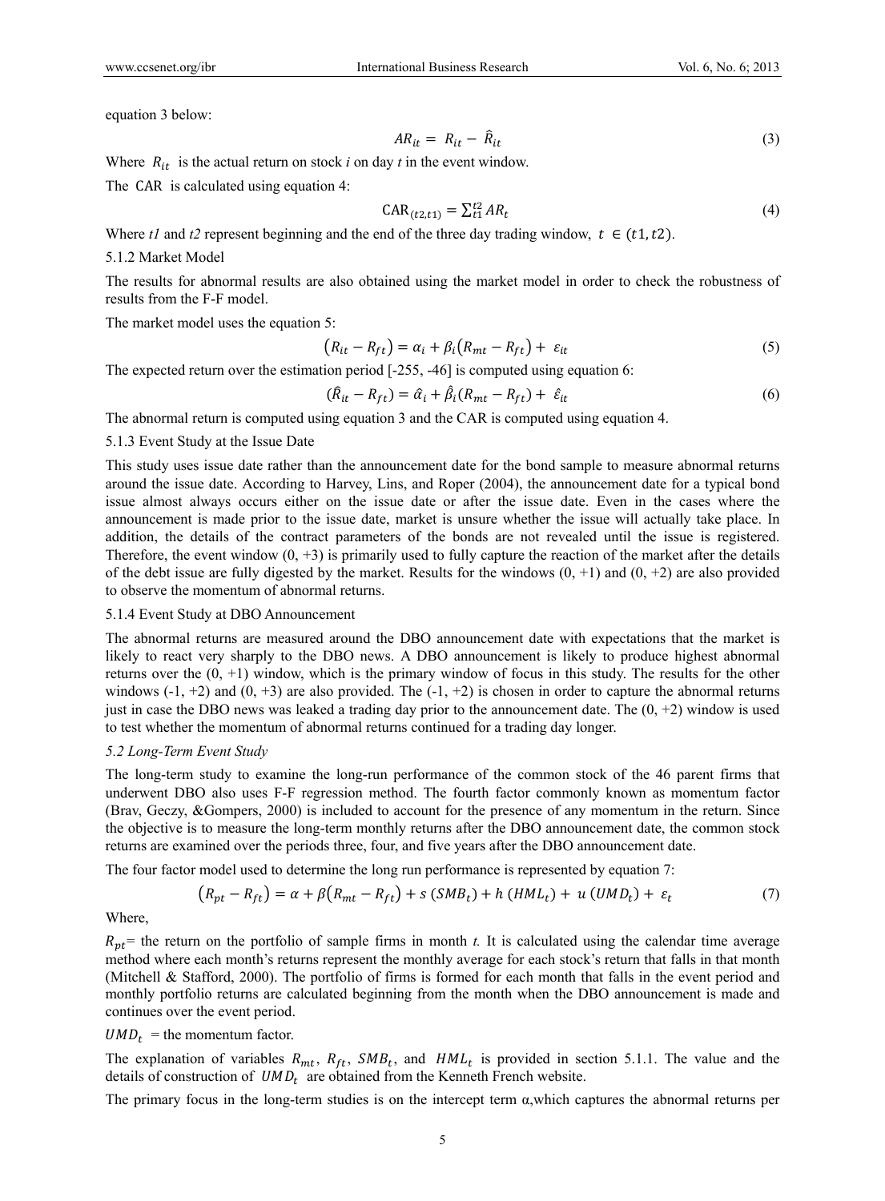equation 3 below:

$$AR_{it} = R_{it} - \hat{R}_{it} \tag{3}$$

Where $R_{it}$ is the actual return on stock *i* on day *t* in the event window.

The CAR is calculated using equation 4:

$$\text{CAR}_{(t2,t1)} = \sum_{t1}^{t2} AR_t \tag{4}$$

Where *t1* and *t2* represent beginning and the end of the three day trading window, $t \in (t1, t2)$.

5.1.2 Market Model

The results for abnormal results are also obtained using the market model in order to check the robustness of results from the F-F model.

The market model uses the equation 5:

$$(R_{it} - R_{ft}) = \alpha_i + \beta_i(R_{mt} - R_{ft}) + \varepsilon_{it} \tag{5}$$

The expected return over the estimation period [-255, -46] is computed using equation 6:

$$(\hat{R}_{it} - R_{ft}) = \hat{\alpha}_i + \hat{\beta}_i(R_{mt} - R_{ft}) + \hat{\varepsilon}_{it} \tag{6}$$

The abnormal return is computed using equation 3 and the CAR is computed using equation 4.

5.1.3 Event Study at the Issue Date

This study uses issue date rather than the announcement date for the bond sample to measure abnormal returns around the issue date. According to Harvey, Lins, and Roper (2004), the announcement date for a typical bond issue almost always occurs either on the issue date or after the issue date. Even in the cases where the announcement is made prior to the issue date, market is unsure whether the issue will actually take place. In addition, the details of the contract parameters of the bonds are not revealed until the issue is registered. Therefore, the event window (0, +3) is primarily used to fully capture the reaction of the market after the details of the debt issue are fully digested by the market. Results for the windows (0, +1) and (0, +2) are also provided to observe the momentum of abnormal returns.

5.1.4 Event Study at DBO Announcement

The abnormal returns are measured around the DBO announcement date with expectations that the market is likely to react very sharply to the DBO news. A DBO announcement is likely to produce highest abnormal returns over the (0, +1) window, which is the primary window of focus in this study. The results for the other windows (-1, +2) and (0, +3) are also provided. The (-1, +2) is chosen in order to capture the abnormal returns just in case the DBO news was leaked a trading day prior to the announcement date. The (0, +2) window is used to test whether the momentum of abnormal returns continued for a trading day longer.

*5.2 Long-Term Event Study*

The long-term study to examine the long-run performance of the common stock of the 46 parent firms that underwent DBO also uses F-F regression method. The fourth factor commonly known as momentum factor (Brav, Geczy, &Gompers, 2000) is included to account for the presence of any momentum in the return. Since the objective is to measure the long-term monthly returns after the DBO announcement date, the common stock returns are examined over the periods three, four, and five years after the DBO announcement date.

The four factor model used to determine the long run performance is represented by equation 7:

$$(R_{pt} - R_{ft}) = \alpha + \beta(R_{mt} - R_{ft}) + s\,(SMB_t) + h\,(HML_t) + u\,(UMD_t) + \varepsilon_t \tag{7}$$

Where,

$R_{pt}$= the return on the portfolio of sample firms in month *t.* It is calculated using the calendar time average method where each month's returns represent the monthly average for each stock's return that falls in that month (Mitchell & Stafford, 2000). The portfolio of firms is formed for each month that falls in the event period and monthly portfolio returns are calculated beginning from the month when the DBO announcement is made and continues over the event period.

$UMD_t$ = the momentum factor.

The explanation of variables $R_{mt}$, $R_{ft}$, $SMB_t$, and $HML_t$ is provided in section 5.1.1. The value and the details of construction of $UMD_t$ are obtained from the Kenneth French website.

The primary focus in the long-term studies is on the intercept term α,which captures the abnormal returns per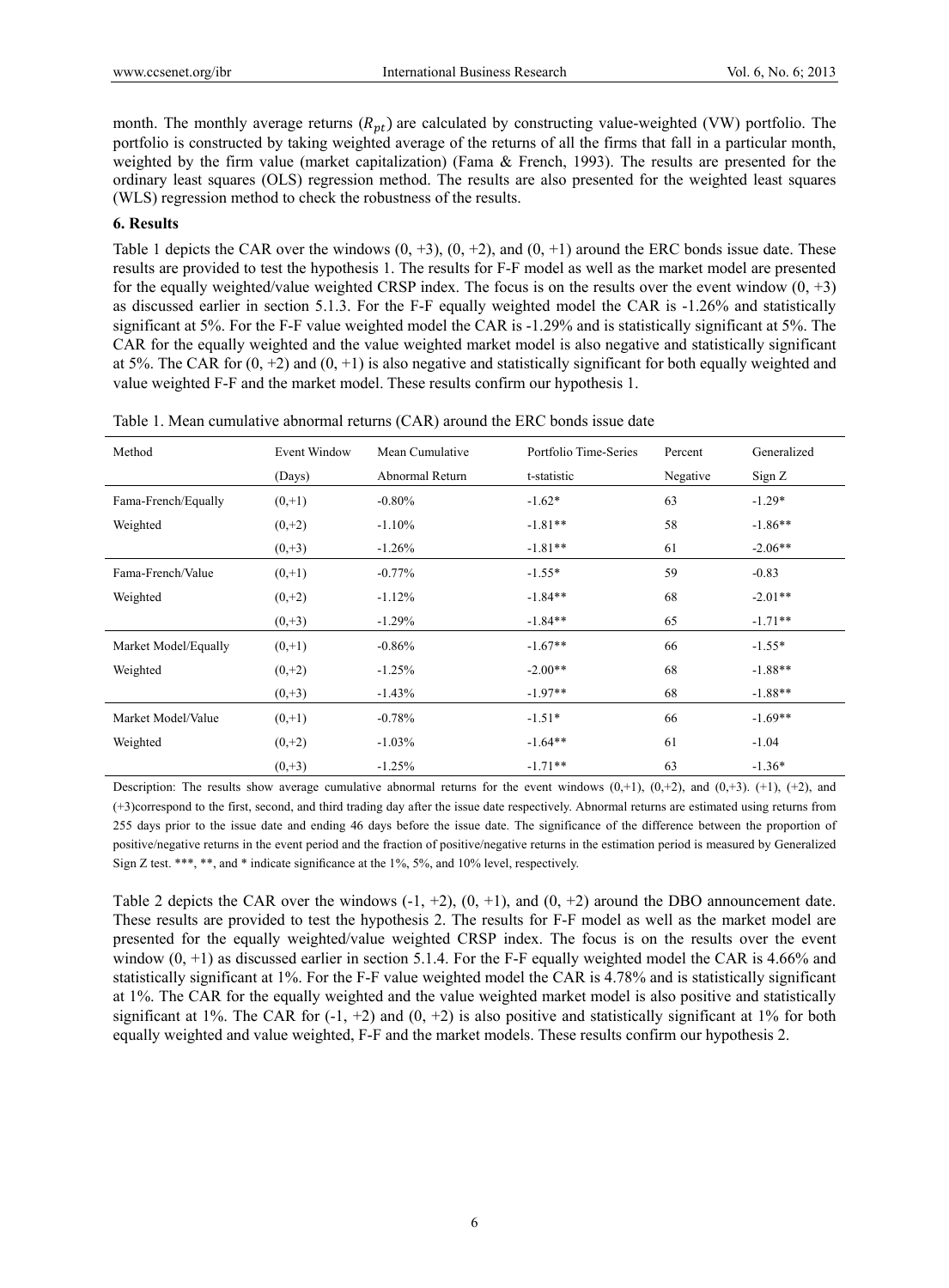month. The monthly average returns ($R_{pt}$) are calculated by constructing value-weighted (VW) portfolio. The portfolio is constructed by taking weighted average of the returns of all the firms that fall in a particular month, weighted by the firm value (market capitalization) (Fama & French, 1993). The results are presented for the ordinary least squares (OLS) regression method. The results are also presented for the weighted least squares (WLS) regression method to check the robustness of the results.

## 6. Results

Table 1 depicts the CAR over the windows (0, +3), (0, +2), and (0, +1) around the ERC bonds issue date. These results are provided to test the hypothesis 1. The results for F-F model as well as the market model are presented for the equally weighted/value weighted CRSP index. The focus is on the results over the event window (0, +3) as discussed earlier in section 5.1.3. For the F-F equally weighted model the CAR is -1.26% and statistically significant at 5%. For the F-F value weighted model the CAR is -1.29% and is statistically significant at 5%. The CAR for the equally weighted and the value weighted market model is also negative and statistically significant at 5%. The CAR for (0, +2) and (0, +1) is also negative and statistically significant for both equally weighted and value weighted F-F and the market model. These results confirm our hypothesis 1.

Table 1. Mean cumulative abnormal returns (CAR) around the ERC bonds issue date

| Method | Event Window (Days) | Mean Cumulative Abnormal Return | Portfolio Time-Series t-statistic | Percent Negative | Generalized Sign Z |
|---|---|---|---|---|---|
| Fama-French/Equally Weighted | (0,+1) | -0.80% | -1.62* | 63 | -1.29* |
| | (0,+2) | -1.10% | -1.81** | 58 | -1.86** |
| | (0,+3) | -1.26% | -1.81** | 61 | -2.06** |
| Fama-French/Value Weighted | (0,+1) | -0.77% | -1.55* | 59 | -0.83 |
| | (0,+2) | -1.12% | -1.84** | 68 | -2.01** |
| | (0,+3) | -1.29% | -1.84** | 65 | -1.71** |
| Market Model/Equally Weighted | (0,+1) | -0.86% | -1.67** | 66 | -1.55* |
| | (0,+2) | -1.25% | -2.00** | 68 | -1.88** |
| | (0,+3) | -1.43% | -1.97** | 68 | -1.88** |
| Market Model/Value Weighted | (0,+1) | -0.78% | -1.51* | 66 | -1.69** |
| | (0,+2) | -1.03% | -1.64** | 61 | -1.04 |
| | (0,+3) | -1.25% | -1.71** | 63 | -1.36* |

Description: The results show average cumulative abnormal returns for the event windows (0,+1), (0,+2), and (0,+3). (+1), (+2), and (+3)correspond to the first, second, and third trading day after the issue date respectively. Abnormal returns are estimated using returns from 255 days prior to the issue date and ending 46 days before the issue date. The significance of the difference between the proportion of positive/negative returns in the event period and the fraction of positive/negative returns in the estimation period is measured by Generalized Sign Z test. ***, **, and * indicate significance at the 1%, 5%, and 10% level, respectively.

Table 2 depicts the CAR over the windows (-1, +2), (0, +1), and (0, +2) around the DBO announcement date. These results are provided to test the hypothesis 2. The results for F-F model as well as the market model are presented for the equally weighted/value weighted CRSP index. The focus is on the results over the event window (0, +1) as discussed earlier in section 5.1.4. For the F-F equally weighted model the CAR is 4.66% and statistically significant at 1%. For the F-F value weighted model the CAR is 4.78% and is statistically significant at 1%. The CAR for the equally weighted and the value weighted market model is also positive and statistically significant at 1%. The CAR for (-1, +2) and (0, +2) is also positive and statistically significant at 1% for both equally weighted and value weighted, F-F and the market models. These results confirm our hypothesis 2.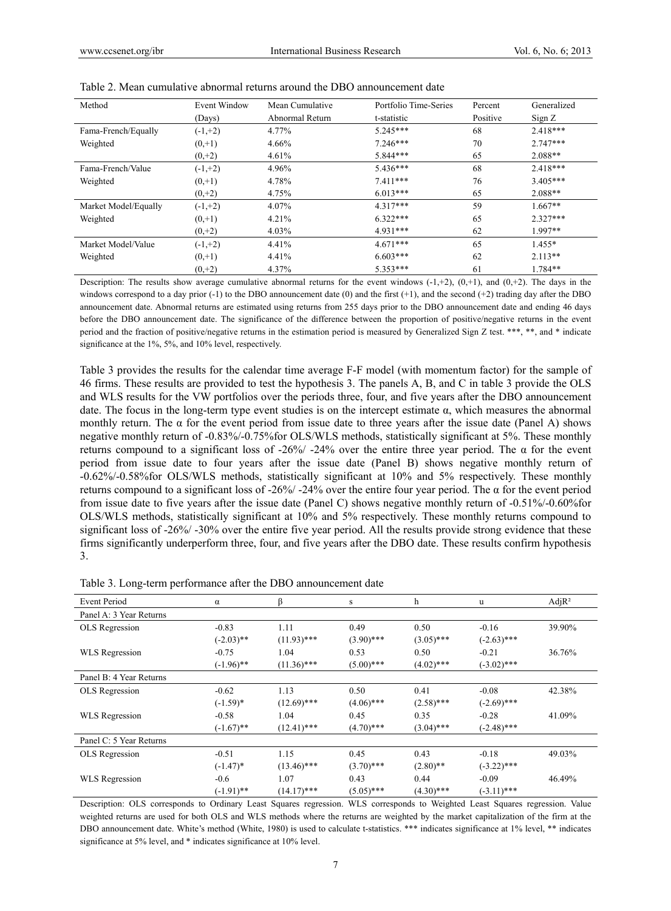Table 2. Mean cumulative abnormal returns around the DBO announcement date

| Method | Event Window (Days) | Mean Cumulative Abnormal Return | Portfolio Time-Series t-statistic | Percent Positive | Generalized Sign Z |
|---|---|---|---|---|---|
| Fama-French/Equally Weighted | (-1,+2) | 4.77% | 5.245*** | 68 | 2.418*** |
| | (0,+1) | 4.66% | 7.246*** | 70 | 2.747*** |
| | (0,+2) | 4.61% | 5.844*** | 65 | 2.088** |
| Fama-French/Value Weighted | (-1,+2) | 4.96% | 5.436*** | 68 | 2.418*** |
| | (0,+1) | 4.78% | 7.411*** | 76 | 3.405*** |
| | (0,+2) | 4.75% | 6.013*** | 65 | 2.088** |
| Market Model/Equally Weighted | (-1,+2) | 4.07% | 4.317*** | 59 | 1.667** |
| | (0,+1) | 4.21% | 6.322*** | 65 | 2.327*** |
| | (0,+2) | 4.03% | 4.931*** | 62 | 1.997** |
| Market Model/Value Weighted | (-1,+2) | 4.41% | 4.671*** | 65 | 1.455* |
| | (0,+1) | 4.41% | 6.603*** | 62 | 2.113** |
| | (0,+2) | 4.37% | 5.353*** | 61 | 1.784** |

Description: The results show average cumulative abnormal returns for the event windows (-1,+2), (0,+1), and (0,+2). The days in the windows correspond to a day prior (-1) to the DBO announcement date (0) and the first (+1), and the second (+2) trading day after the DBO announcement date. Abnormal returns are estimated using returns from 255 days prior to the DBO announcement date and ending 46 days before the DBO announcement date. The significance of the difference between the proportion of positive/negative returns in the event period and the fraction of positive/negative returns in the estimation period is measured by Generalized Sign Z test. ***, **, and * indicate significance at the 1%, 5%, and 10% level, respectively.

Table 3 provides the results for the calendar time average F-F model (with momentum factor) for the sample of 46 firms. These results are provided to test the hypothesis 3. The panels A, B, and C in table 3 provide the OLS and WLS results for the VW portfolios over the periods three, four, and five years after the DBO announcement date. The focus in the long-term type event studies is on the intercept estimate α, which measures the abnormal monthly return. The α for the event period from issue date to three years after the issue date (Panel A) shows negative monthly return of -0.83%/-0.75%for OLS/WLS methods, statistically significant at 5%. These monthly returns compound to a significant loss of -26%/ -24% over the entire three year period. The α for the event period from issue date to four years after the issue date (Panel B) shows negative monthly return of -0.62%/-0.58%for OLS/WLS methods, statistically significant at 10% and 5% respectively. These monthly returns compound to a significant loss of -26%/ -24% over the entire four year period. The α for the event period from issue date to five years after the issue date (Panel C) shows negative monthly return of -0.51%/-0.60%for OLS/WLS methods, statistically significant at 10% and 5% respectively. These monthly returns compound to significant loss of -26%/ -30% over the entire five year period. All the results provide strong evidence that these firms significantly underperform three, four, and five years after the DBO date. These results confirm hypothesis 3.

Table 3. Long-term performance after the DBO announcement date

| Event Period | α | β | s | h | u | $AdjR^2$ |
|---|---|---|---|---|---|---|
| Panel A: 3 Year Returns | | | | | | |
| OLS Regression | -0.83 | 1.11 | 0.49 | 0.50 | -0.16 | 39.90% |
| | (-2.03)** | (11.93)*** | (3.90)*** | (3.05)*** | (-2.63)*** | |
| WLS Regression | -0.75 | 1.04 | 0.53 | 0.50 | -0.21 | 36.76% |
| | (-1.96)** | (11.36)*** | (5.00)*** | (4.02)*** | (-3.02)*** | |
| Panel B: 4 Year Returns | | | | | | |
| OLS Regression | -0.62 | 1.13 | 0.50 | 0.41 | -0.08 | 42.38% |
| | (-1.59)* | (12.69)*** | (4.06)*** | (2.58)*** | (-2.69)*** | |
| WLS Regression | -0.58 | 1.04 | 0.45 | 0.35 | -0.28 | 41.09% |
| | (-1.67)** | (12.41)*** | (4.70)*** | (3.04)*** | (-2.48)*** | |
| Panel C: 5 Year Returns | | | | | | |
| OLS Regression | -0.51 | 1.15 | 0.45 | 0.43 | -0.18 | 49.03% |
| | (-1.47)* | (13.46)*** | (3.70)*** | (2.80)** | (-3.22)*** | |
| WLS Regression | -0.6 | 1.07 | 0.43 | 0.44 | -0.09 | 46.49% |
| | (-1.91)** | (14.17)*** | (5.05)*** | (4.30)*** | (-3.11)*** | |

Description: OLS corresponds to Ordinary Least Squares regression. WLS corresponds to Weighted Least Squares regression. Value weighted returns are used for both OLS and WLS methods where the returns are weighted by the market capitalization of the firm at the DBO announcement date. White's method (White, 1980) is used to calculate t-statistics. *** indicates significance at 1% level, ** indicates significance at 5% level, and * indicates significance at 10% level.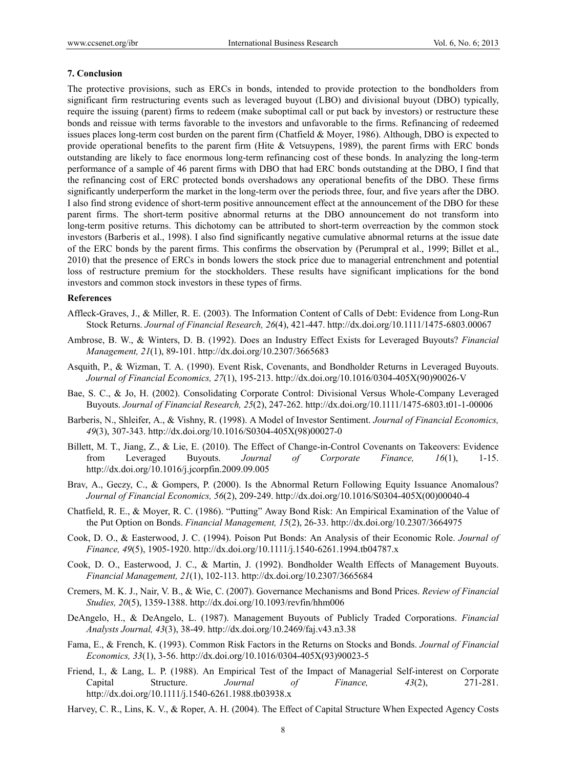## 7. Conclusion

The protective provisions, such as ERCs in bonds, intended to provide protection to the bondholders from significant firm restructuring events such as leveraged buyout (LBO) and divisional buyout (DBO) typically, require the issuing (parent) firms to redeem (make suboptimal call or put back by investors) or restructure these bonds and reissue with terms favorable to the investors and unfavorable to the firms. Refinancing of redeemed issues places long-term cost burden on the parent firm (Chatfield & Moyer, 1986). Although, DBO is expected to provide operational benefits to the parent firm (Hite & Vetsuypens, 1989), the parent firms with ERC bonds outstanding are likely to face enormous long-term refinancing cost of these bonds. In analyzing the long-term performance of a sample of 46 parent firms with DBO that had ERC bonds outstanding at the DBO, I find that the refinancing cost of ERC protected bonds overshadows any operational benefits of the DBO. These firms significantly underperform the market in the long-term over the periods three, four, and five years after the DBO. I also find strong evidence of short-term positive announcement effect at the announcement of the DBO for these parent firms. The short-term positive abnormal returns at the DBO announcement do not transform into long-term positive returns. This dichotomy can be attributed to short-term overreaction by the common stock investors (Barberis et al., 1998). I also find significantly negative cumulative abnormal returns at the issue date of the ERC bonds by the parent firms. This confirms the observation by (Perumpral et al., 1999; Billet et al., 2010) that the presence of ERCs in bonds lowers the stock price due to managerial entrenchment and potential loss of restructure premium for the stockholders. These results have significant implications for the bond investors and common stock investors in these types of firms.

## References

Affleck-Graves, J., & Miller, R. E. (2003). The Information Content of Calls of Debt: Evidence from Long-Run Stock Returns. *Journal of Financial Research, 26*(4), 421-447. http://dx.doi.org/10.1111/1475-6803.00067

Ambrose, B. W., & Winters, D. B. (1992). Does an Industry Effect Exists for Leveraged Buyouts? *Financial Management, 21*(1), 89-101. http://dx.doi.org/10.2307/3665683

Asquith, P., & Wizman, T. A. (1990). Event Risk, Covenants, and Bondholder Returns in Leveraged Buyouts. *Journal of Financial Economics, 27*(1), 195-213. http://dx.doi.org/10.1016/0304-405X(90)90026-V

Bae, S. C., & Jo, H. (2002). Consolidating Corporate Control: Divisional Versus Whole-Company Leveraged Buyouts. *Journal of Financial Research, 25*(2), 247-262. http://dx.doi.org/10.1111/1475-6803.t01-1-00006

Barberis, N., Shleifer, A., & Vishny, R. (1998). A Model of Investor Sentiment. *Journal of Financial Economics, 49*(3), 307-343. http://dx.doi.org/10.1016/S0304-405X(98)00027-0

Billett, M. T., Jiang, Z., & Lie, E. (2010). The Effect of Change-in-Control Covenants on Takeovers: Evidence from Leveraged Buyouts. *Journal of Corporate Finance, 16*(1), 1-15. http://dx.doi.org/10.1016/j.jcorpfin.2009.09.005

Brav, A., Geczy, C., & Gompers, P. (2000). Is the Abnormal Return Following Equity Issuance Anomalous? *Journal of Financial Economics, 56*(2), 209-249. http://dx.doi.org/10.1016/S0304-405X(00)00040-4

Chatfield, R. E., & Moyer, R. C. (1986). "Putting" Away Bond Risk: An Empirical Examination of the Value of the Put Option on Bonds. *Financial Management, 15*(2), 26-33. http://dx.doi.org/10.2307/3664975

Cook, D. O., & Easterwood, J. C. (1994). Poison Put Bonds: An Analysis of their Economic Role. *Journal of Finance, 49*(5), 1905-1920. http://dx.doi.org/10.1111/j.1540-6261.1994.tb04787.x

Cook, D. O., Easterwood, J. C., & Martin, J. (1992). Bondholder Wealth Effects of Management Buyouts. *Financial Management, 21*(1), 102-113. http://dx.doi.org/10.2307/3665684

Cremers, M. K. J., Nair, V. B., & Wie, C. (2007). Governance Mechanisms and Bond Prices. *Review of Financial Studies, 20*(5), 1359-1388. http://dx.doi.org/10.1093/revfin/hhm006

DeAngelo, H., & DeAngelo, L. (1987). Management Buyouts of Publicly Traded Corporations. *Financial Analysts Journal, 43*(3), 38-49. http://dx.doi.org/10.2469/faj.v43.n3.38

Fama, E., & French, K. (1993). Common Risk Factors in the Returns on Stocks and Bonds. *Journal of Financial Economics, 33*(1), 3-56. http://dx.doi.org/10.1016/0304-405X(93)90023-5

Friend, I., & Lang, L. P. (1988). An Empirical Test of the Impact of Managerial Self-interest on Corporate Capital Structure. *Journal of Finance, 43*(2), 271-281. http://dx.doi.org/10.1111/j.1540-6261.1988.tb03938.x

Harvey, C. R., Lins, K. V., & Roper, A. H. (2004). The Effect of Capital Structure When Expected Agency Costs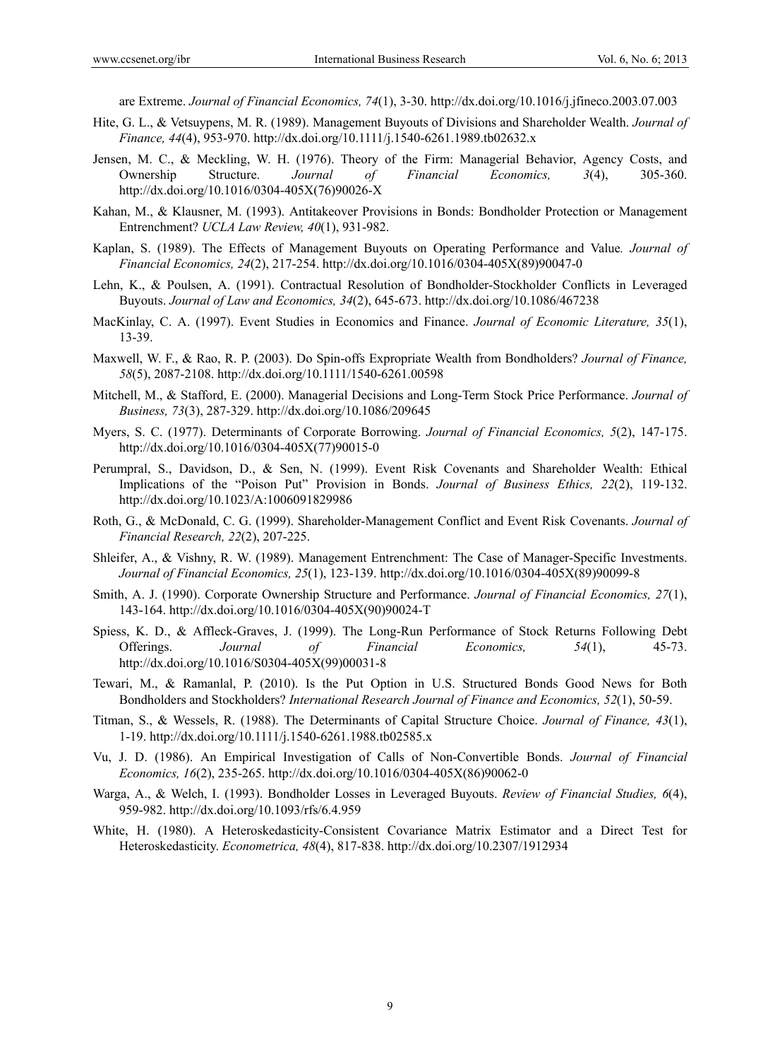are Extreme. *Journal of Financial Economics, 74*(1), 3-30. http://dx.doi.org/10.1016/j.jfineco.2003.07.003

Hite, G. L., & Vetsuypens, M. R. (1989). Management Buyouts of Divisions and Shareholder Wealth. *Journal of Finance, 44*(4), 953-970. http://dx.doi.org/10.1111/j.1540-6261.1989.tb02632.x

Jensen, M. C., & Meckling, W. H. (1976). Theory of the Firm: Managerial Behavior, Agency Costs, and Ownership Structure. *Journal of Financial Economics, 3*(4), 305-360. http://dx.doi.org/10.1016/0304-405X(76)90026-X

Kahan, M., & Klausner, M. (1993). Antitakeover Provisions in Bonds: Bondholder Protection or Management Entrenchment? *UCLA Law Review, 40*(1), 931-982.

Kaplan, S. (1989). The Effects of Management Buyouts on Operating Performance and Value*. Journal of Financial Economics, 24*(2), 217-254. http://dx.doi.org/10.1016/0304-405X(89)90047-0

Lehn, K., & Poulsen, A. (1991). Contractual Resolution of Bondholder-Stockholder Conflicts in Leveraged Buyouts. *Journal of Law and Economics, 34*(2), 645-673. http://dx.doi.org/10.1086/467238

MacKinlay, C. A. (1997). Event Studies in Economics and Finance. *Journal of Economic Literature, 35*(1), 13-39.

Maxwell, W. F., & Rao, R. P. (2003). Do Spin-offs Expropriate Wealth from Bondholders? *Journal of Finance, 58*(5), 2087-2108. http://dx.doi.org/10.1111/1540-6261.00598

Mitchell, M., & Stafford, E. (2000). Managerial Decisions and Long-Term Stock Price Performance. *Journal of Business, 73*(3), 287-329. http://dx.doi.org/10.1086/209645

Myers, S. C. (1977). Determinants of Corporate Borrowing. *Journal of Financial Economics, 5*(2), 147-175. http://dx.doi.org/10.1016/0304-405X(77)90015-0

Perumpral, S., Davidson, D., & Sen, N. (1999). Event Risk Covenants and Shareholder Wealth: Ethical Implications of the "Poison Put" Provision in Bonds. *Journal of Business Ethics, 22*(2), 119-132. http://dx.doi.org/10.1023/A:1006091829986

Roth, G., & McDonald, C. G. (1999). Shareholder-Management Conflict and Event Risk Covenants. *Journal of Financial Research, 22*(2), 207-225.

Shleifer, A., & Vishny, R. W. (1989). Management Entrenchment: The Case of Manager-Specific Investments. *Journal of Financial Economics, 25*(1), 123-139. http://dx.doi.org/10.1016/0304-405X(89)90099-8

Smith, A. J. (1990). Corporate Ownership Structure and Performance. *Journal of Financial Economics, 27*(1), 143-164. http://dx.doi.org/10.1016/0304-405X(90)90024-T

Spiess, K. D., & Affleck-Graves, J. (1999). The Long-Run Performance of Stock Returns Following Debt Offerings. *Journal of Financial Economics, 54*(1), 45-73. http://dx.doi.org/10.1016/S0304-405X(99)00031-8

Tewari, M., & Ramanlal, P. (2010). Is the Put Option in U.S. Structured Bonds Good News for Both Bondholders and Stockholders? *International Research Journal of Finance and Economics, 52*(1), 50-59.

Titman, S., & Wessels, R. (1988). The Determinants of Capital Structure Choice. *Journal of Finance, 43*(1), 1-19. http://dx.doi.org/10.1111/j.1540-6261.1988.tb02585.x

Vu, J. D. (1986). An Empirical Investigation of Calls of Non-Convertible Bonds. *Journal of Financial Economics, 16*(2), 235-265. http://dx.doi.org/10.1016/0304-405X(86)90062-0

Warga, A., & Welch, I. (1993). Bondholder Losses in Leveraged Buyouts. *Review of Financial Studies, 6*(4), 959-982. http://dx.doi.org/10.1093/rfs/6.4.959

White, H. (1980). A Heteroskedasticity-Consistent Covariance Matrix Estimator and a Direct Test for Heteroskedasticity. *Econometrica, 48*(4), 817-838. http://dx.doi.org/10.2307/1912934